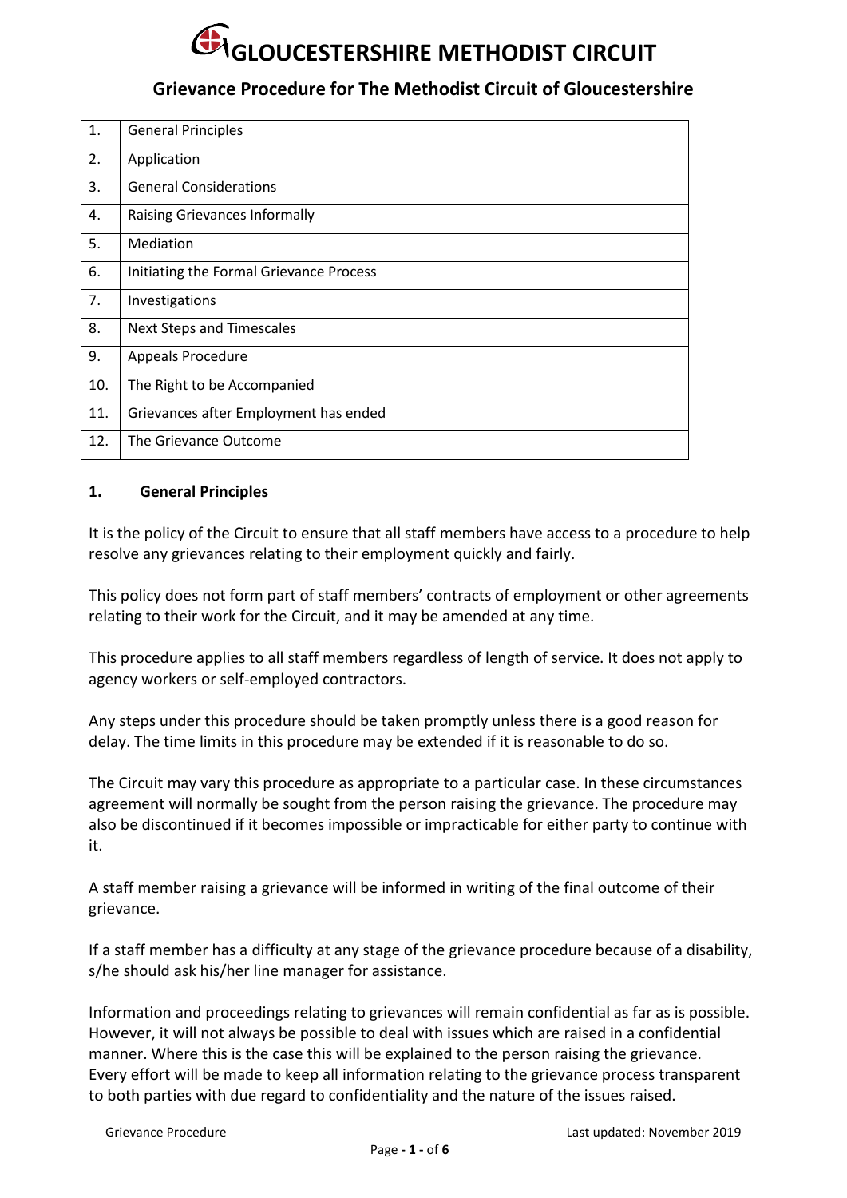# GLOUCESTERSHIRE METHODIST CIRCUIT

## Grievance Procedure for The Methodist Circuit of Gloucestershire

| | |
|---|---|
| 1. | General Principles |
| 2. | Application |
| 3. | General Considerations |
| 4. | Raising Grievances Informally |
| 5. | Mediation |
| 6. | Initiating the Formal Grievance Process |
| 7. | Investigations |
| 8. | Next Steps and Timescales |
| 9. | Appeals Procedure |
| 10. | The Right to be Accompanied |
| 11. | Grievances after Employment has ended |
| 12. | The Grievance Outcome |

### 1. General Principles

It is the policy of the Circuit to ensure that all staff members have access to a procedure to help resolve any grievances relating to their employment quickly and fairly.

This policy does not form part of staff members' contracts of employment or other agreements relating to their work for the Circuit, and it may be amended at any time.

This procedure applies to all staff members regardless of length of service. It does not apply to agency workers or self-employed contractors.

Any steps under this procedure should be taken promptly unless there is a good reason for delay. The time limits in this procedure may be extended if it is reasonable to do so.

The Circuit may vary this procedure as appropriate to a particular case. In these circumstances agreement will normally be sought from the person raising the grievance. The procedure may also be discontinued if it becomes impossible or impracticable for either party to continue with it.

A staff member raising a grievance will be informed in writing of the final outcome of their grievance.

If a staff member has a difficulty at any stage of the grievance procedure because of a disability, s/he should ask his/her line manager for assistance.

Information and proceedings relating to grievances will remain confidential as far as is possible. However, it will not always be possible to deal with issues which are raised in a confidential manner. Where this is the case this will be explained to the person raising the grievance. Every effort will be made to keep all information relating to the grievance process transparent to both parties with due regard to confidentiality and the nature of the issues raised.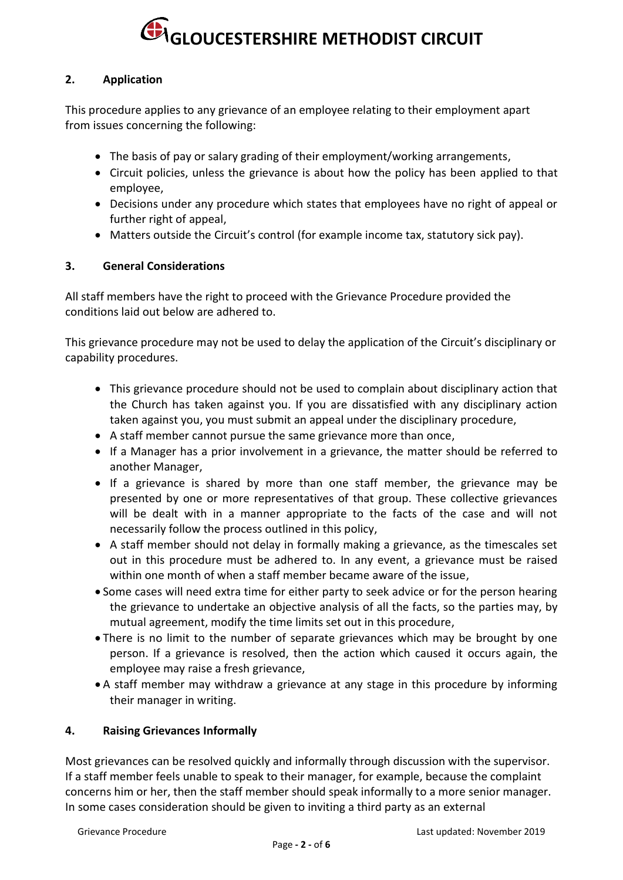## 2. Application

This procedure applies to any grievance of an employee relating to their employment apart from issues concerning the following:

- The basis of pay or salary grading of their employment/working arrangements,
- Circuit policies, unless the grievance is about how the policy has been applied to that employee,
- Decisions under any procedure which states that employees have no right of appeal or further right of appeal,
- Matters outside the Circuit's control (for example income tax, statutory sick pay).

## 3. General Considerations

All staff members have the right to proceed with the Grievance Procedure provided the conditions laid out below are adhered to.

This grievance procedure may not be used to delay the application of the Circuit's disciplinary or capability procedures.

- This grievance procedure should not be used to complain about disciplinary action that the Church has taken against you. If you are dissatisfied with any disciplinary action taken against you, you must submit an appeal under the disciplinary procedure,
- A staff member cannot pursue the same grievance more than once,
- If a Manager has a prior involvement in a grievance, the matter should be referred to another Manager,
- If a grievance is shared by more than one staff member, the grievance may be presented by one or more representatives of that group. These collective grievances will be dealt with in a manner appropriate to the facts of the case and will not necessarily follow the process outlined in this policy,
- A staff member should not delay in formally making a grievance, as the timescales set out in this procedure must be adhered to. In any event, a grievance must be raised within one month of when a staff member became aware of the issue,
- Some cases will need extra time for either party to seek advice or for the person hearing the grievance to undertake an objective analysis of all the facts, so the parties may, by mutual agreement, modify the time limits set out in this procedure,
- There is no limit to the number of separate grievances which may be brought by one person. If a grievance is resolved, then the action which caused it occurs again, the employee may raise a fresh grievance,
- A staff member may withdraw a grievance at any stage in this procedure by informing their manager in writing.

## 4. Raising Grievances Informally

Most grievances can be resolved quickly and informally through discussion with the supervisor. If a staff member feels unable to speak to their manager, for example, because the complaint concerns him or her, then the staff member should speak informally to a more senior manager. In some cases consideration should be given to inviting a third party as an external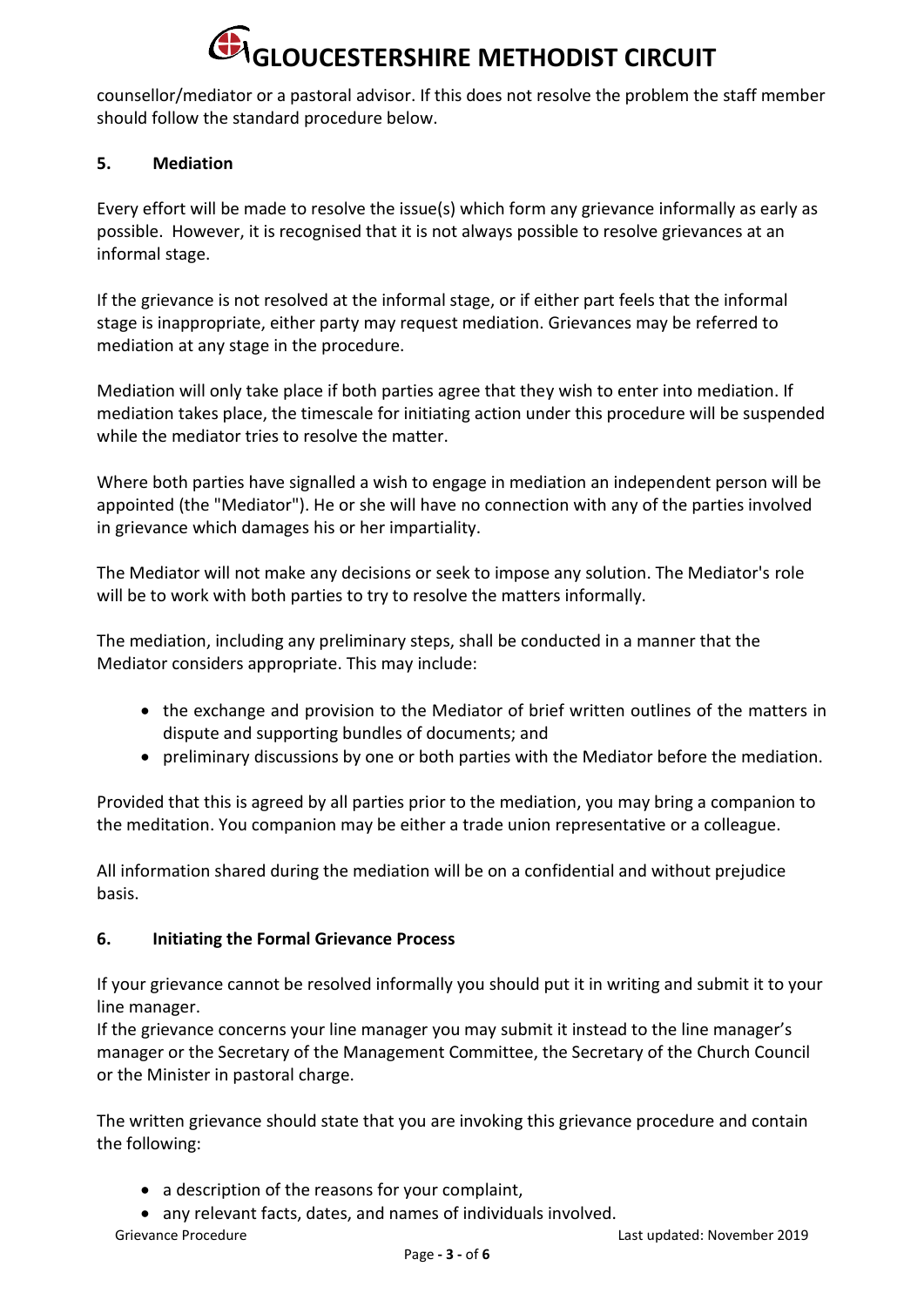counsellor/mediator or a pastoral advisor. If this does not resolve the problem the staff member should follow the standard procedure below.

## 5. Mediation

Every effort will be made to resolve the issue(s) which form any grievance informally as early as possible. However, it is recognised that it is not always possible to resolve grievances at an informal stage.

If the grievance is not resolved at the informal stage, or if either part feels that the informal stage is inappropriate, either party may request mediation. Grievances may be referred to mediation at any stage in the procedure.

Mediation will only take place if both parties agree that they wish to enter into mediation. If mediation takes place, the timescale for initiating action under this procedure will be suspended while the mediator tries to resolve the matter.

Where both parties have signalled a wish to engage in mediation an independent person will be appointed (the "Mediator"). He or she will have no connection with any of the parties involved in grievance which damages his or her impartiality.

The Mediator will not make any decisions or seek to impose any solution. The Mediator's role will be to work with both parties to try to resolve the matters informally.

The mediation, including any preliminary steps, shall be conducted in a manner that the Mediator considers appropriate. This may include:

- the exchange and provision to the Mediator of brief written outlines of the matters in dispute and supporting bundles of documents; and
- preliminary discussions by one or both parties with the Mediator before the mediation.

Provided that this is agreed by all parties prior to the mediation, you may bring a companion to the meditation. You companion may be either a trade union representative or a colleague.

All information shared during the mediation will be on a confidential and without prejudice basis.

## 6. Initiating the Formal Grievance Process

If your grievance cannot be resolved informally you should put it in writing and submit it to your line manager.
If the grievance concerns your line manager you may submit it instead to the line manager's manager or the Secretary of the Management Committee, the Secretary of the Church Council or the Minister in pastoral charge.

The written grievance should state that you are invoking this grievance procedure and contain the following:

- a description of the reasons for your complaint,
- any relevant facts, dates, and names of individuals involved.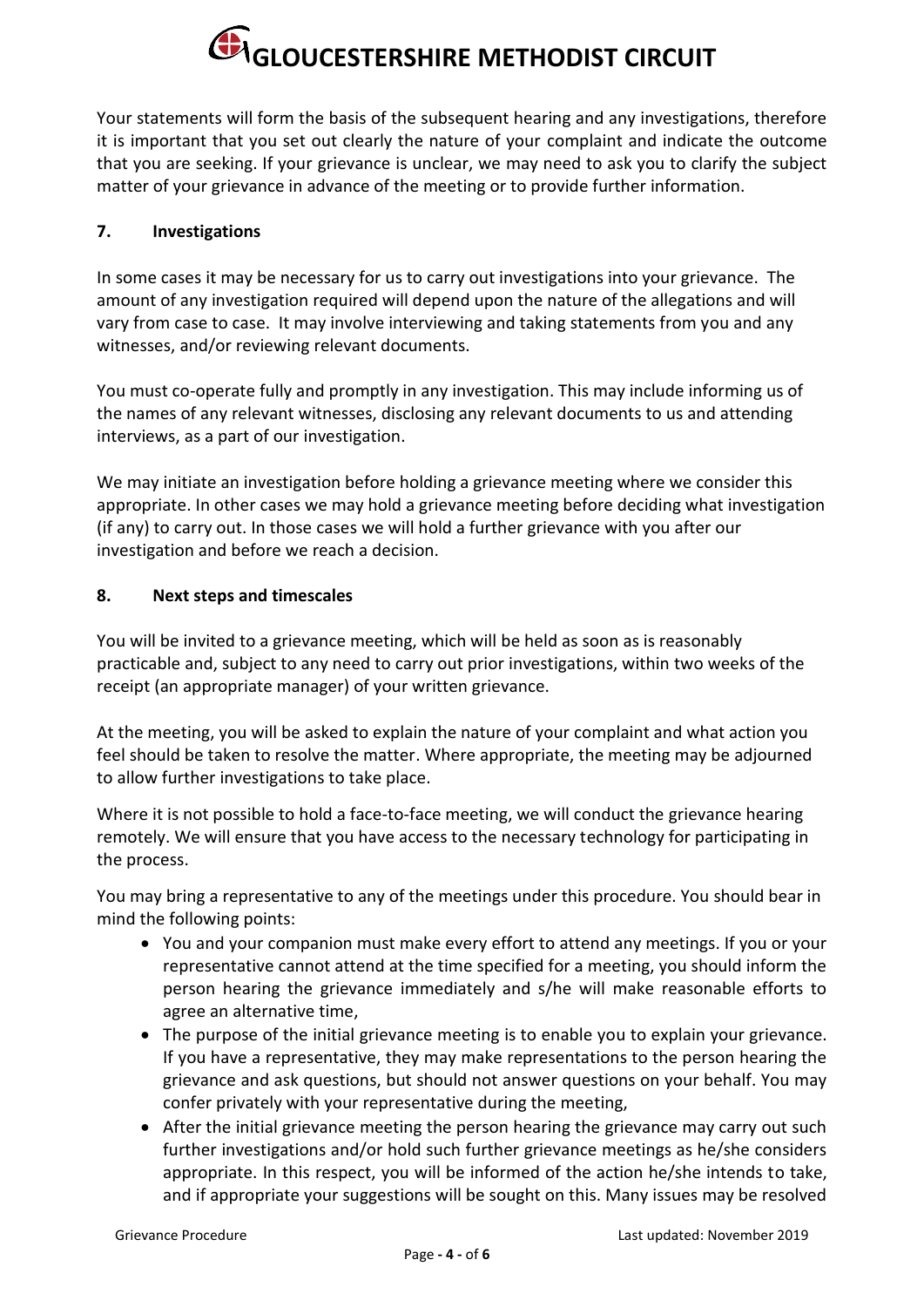Your statements will form the basis of the subsequent hearing and any investigations, therefore it is important that you set out clearly the nature of your complaint and indicate the outcome that you are seeking. If your grievance is unclear, we may need to ask you to clarify the subject matter of your grievance in advance of the meeting or to provide further information.

## 7. Investigations

In some cases it may be necessary for us to carry out investigations into your grievance. The amount of any investigation required will depend upon the nature of the allegations and will vary from case to case. It may involve interviewing and taking statements from you and any witnesses, and/or reviewing relevant documents.

You must co-operate fully and promptly in any investigation. This may include informing us of the names of any relevant witnesses, disclosing any relevant documents to us and attending interviews, as a part of our investigation.

We may initiate an investigation before holding a grievance meeting where we consider this appropriate. In other cases we may hold a grievance meeting before deciding what investigation (if any) to carry out. In those cases we will hold a further grievance with you after our investigation and before we reach a decision.

## 8. Next steps and timescales

You will be invited to a grievance meeting, which will be held as soon as is reasonably practicable and, subject to any need to carry out prior investigations, within two weeks of the receipt (an appropriate manager) of your written grievance.

At the meeting, you will be asked to explain the nature of your complaint and what action you feel should be taken to resolve the matter. Where appropriate, the meeting may be adjourned to allow further investigations to take place.

Where it is not possible to hold a face-to-face meeting, we will conduct the grievance hearing remotely. We will ensure that you have access to the necessary technology for participating in the process.

You may bring a representative to any of the meetings under this procedure. You should bear in mind the following points:

- You and your companion must make every effort to attend any meetings. If you or your representative cannot attend at the time specified for a meeting, you should inform the person hearing the grievance immediately and s/he will make reasonable efforts to agree an alternative time,
- The purpose of the initial grievance meeting is to enable you to explain your grievance. If you have a representative, they may make representations to the person hearing the grievance and ask questions, but should not answer questions on your behalf. You may confer privately with your representative during the meeting,
- After the initial grievance meeting the person hearing the grievance may carry out such further investigations and/or hold such further grievance meetings as he/she considers appropriate. In this respect, you will be informed of the action he/she intends to take, and if appropriate your suggestions will be sought on this. Many issues may be resolved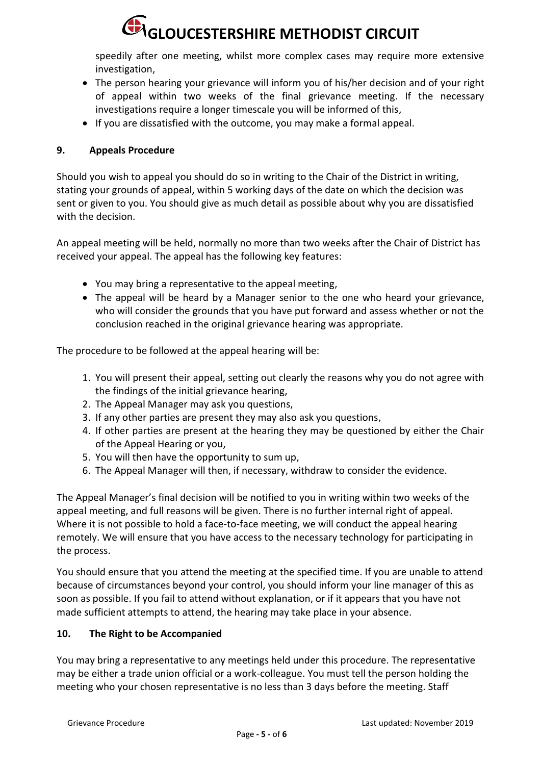speedily after one meeting, whilst more complex cases may require more extensive investigation,

- The person hearing your grievance will inform you of his/her decision and of your right of appeal within two weeks of the final grievance meeting. If the necessary investigations require a longer timescale you will be informed of this,
- If you are dissatisfied with the outcome, you may make a formal appeal.

## 9. Appeals Procedure

Should you wish to appeal you should do so in writing to the Chair of the District in writing, stating your grounds of appeal, within 5 working days of the date on which the decision was sent or given to you. You should give as much detail as possible about why you are dissatisfied with the decision.

An appeal meeting will be held, normally no more than two weeks after the Chair of District has received your appeal. The appeal has the following key features:

- You may bring a representative to the appeal meeting,
- The appeal will be heard by a Manager senior to the one who heard your grievance, who will consider the grounds that you have put forward and assess whether or not the conclusion reached in the original grievance hearing was appropriate.

The procedure to be followed at the appeal hearing will be:

1. You will present their appeal, setting out clearly the reasons why you do not agree with the findings of the initial grievance hearing,
2. The Appeal Manager may ask you questions,
3. If any other parties are present they may also ask you questions,
4. If other parties are present at the hearing they may be questioned by either the Chair of the Appeal Hearing or you,
5. You will then have the opportunity to sum up,
6. The Appeal Manager will then, if necessary, withdraw to consider the evidence.

The Appeal Manager's final decision will be notified to you in writing within two weeks of the appeal meeting, and full reasons will be given. There is no further internal right of appeal. Where it is not possible to hold a face-to-face meeting, we will conduct the appeal hearing remotely. We will ensure that you have access to the necessary technology for participating in the process.

You should ensure that you attend the meeting at the specified time. If you are unable to attend because of circumstances beyond your control, you should inform your line manager of this as soon as possible. If you fail to attend without explanation, or if it appears that you have not made sufficient attempts to attend, the hearing may take place in your absence.

## 10. The Right to be Accompanied

You may bring a representative to any meetings held under this procedure. The representative may be either a trade union official or a work-colleague. You must tell the person holding the meeting who your chosen representative is no less than 3 days before the meeting. Staff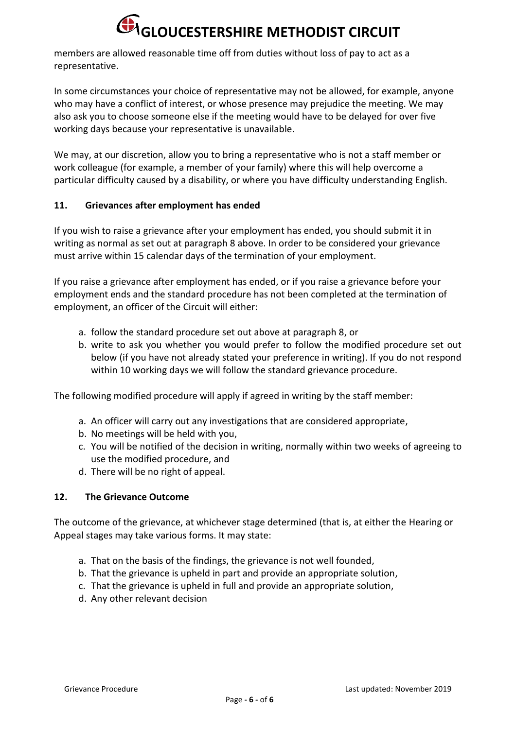members are allowed reasonable time off from duties without loss of pay to act as a representative.

In some circumstances your choice of representative may not be allowed, for example, anyone who may have a conflict of interest, or whose presence may prejudice the meeting. We may also ask you to choose someone else if the meeting would have to be delayed for over five working days because your representative is unavailable.

We may, at our discretion, allow you to bring a representative who is not a staff member or work colleague (for example, a member of your family) where this will help overcome a particular difficulty caused by a disability, or where you have difficulty understanding English.

### 11. Grievances after employment has ended

If you wish to raise a grievance after your employment has ended, you should submit it in writing as normal as set out at paragraph 8 above. In order to be considered your grievance must arrive within 15 calendar days of the termination of your employment.

If you raise a grievance after employment has ended, or if you raise a grievance before your employment ends and the standard procedure has not been completed at the termination of employment, an officer of the Circuit will either:

a. follow the standard procedure set out above at paragraph 8, or
b. write to ask you whether you would prefer to follow the modified procedure set out below (if you have not already stated your preference in writing). If you do not respond within 10 working days we will follow the standard grievance procedure.

The following modified procedure will apply if agreed in writing by the staff member:

a. An officer will carry out any investigations that are considered appropriate,
b. No meetings will be held with you,
c. You will be notified of the decision in writing, normally within two weeks of agreeing to use the modified procedure, and
d. There will be no right of appeal.

### 12. The Grievance Outcome

The outcome of the grievance, at whichever stage determined (that is, at either the Hearing or Appeal stages may take various forms. It may state:

a. That on the basis of the findings, the grievance is not well founded,
b. That the grievance is upheld in part and provide an appropriate solution,
c. That the grievance is upheld in full and provide an appropriate solution,
d. Any other relevant decision